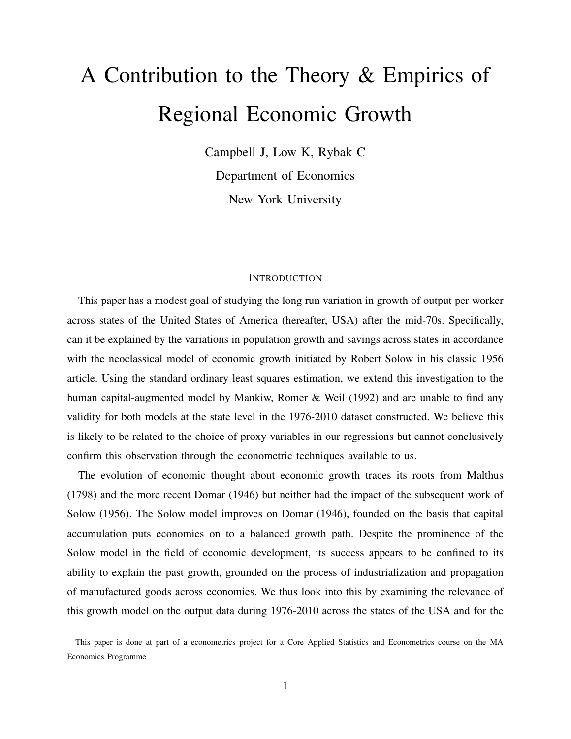# A Contribution to the Theory & Empirics of Regional Economic Growth

Campbell J, Low K, Rybak C

Department of Economics

New York University

## INTRODUCTION

This paper has a modest goal of studying the long run variation in growth of output per worker across states of the United States of America (hereafter, USA) after the mid-70s. Specifically, can it be explained by the variations in population growth and savings across states in accordance with the neoclassical model of economic growth initiated by Robert Solow in his classic 1956 article. Using the standard ordinary least squares estimation, we extend this investigation to the human capital-augmented model by Mankiw, Romer & Weil (1992) and are unable to find any validity for both models at the state level in the 1976-2010 dataset constructed. We believe this is likely to be related to the choice of proxy variables in our regressions but cannot conclusively confirm this observation through the econometric techniques available to us.

The evolution of economic thought about economic growth traces its roots from Malthus (1798) and the more recent Domar (1946) but neither had the impact of the subsequent work of Solow (1956). The Solow model improves on Domar (1946), founded on the basis that capital accumulation puts economies on to a balanced growth path. Despite the prominence of the Solow model in the field of economic development, its success appears to be confined to its ability to explain the past growth, grounded on the process of industrialization and propagation of manufactured goods across economies. We thus look into this by examining the relevance of this growth model on the output data during 1976-2010 across the states of the USA and for the

This paper is done at part of a econometrics project for a Core Applied Statistics and Econometrics course on the MA Economics Programme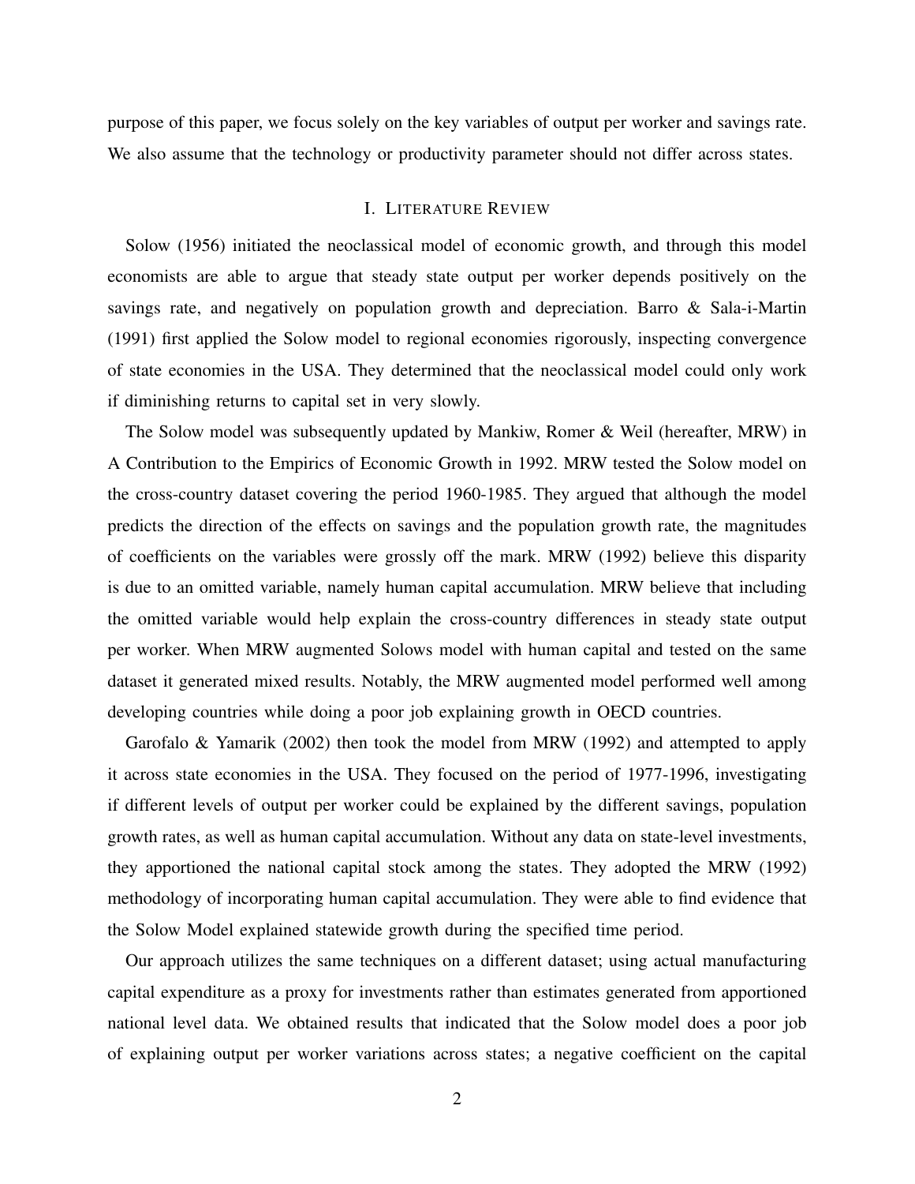purpose of this paper, we focus solely on the key variables of output per worker and savings rate. We also assume that the technology or productivity parameter should not differ across states.

## I. Literature Review

Solow (1956) initiated the neoclassical model of economic growth, and through this model economists are able to argue that steady state output per worker depends positively on the savings rate, and negatively on population growth and depreciation. Barro & Sala-i-Martin (1991) first applied the Solow model to regional economies rigorously, inspecting convergence of state economies in the USA. They determined that the neoclassical model could only work if diminishing returns to capital set in very slowly.

The Solow model was subsequently updated by Mankiw, Romer & Weil (hereafter, MRW) in A Contribution to the Empirics of Economic Growth in 1992. MRW tested the Solow model on the cross-country dataset covering the period 1960-1985. They argued that although the model predicts the direction of the effects on savings and the population growth rate, the magnitudes of coefficients on the variables were grossly off the mark. MRW (1992) believe this disparity is due to an omitted variable, namely human capital accumulation. MRW believe that including the omitted variable would help explain the cross-country differences in steady state output per worker. When MRW augmented Solows model with human capital and tested on the same dataset it generated mixed results. Notably, the MRW augmented model performed well among developing countries while doing a poor job explaining growth in OECD countries.

Garofalo & Yamarik (2002) then took the model from MRW (1992) and attempted to apply it across state economies in the USA. They focused on the period of 1977-1996, investigating if different levels of output per worker could be explained by the different savings, population growth rates, as well as human capital accumulation. Without any data on state-level investments, they apportioned the national capital stock among the states. They adopted the MRW (1992) methodology of incorporating human capital accumulation. They were able to find evidence that the Solow Model explained statewide growth during the specified time period.

Our approach utilizes the same techniques on a different dataset; using actual manufacturing capital expenditure as a proxy for investments rather than estimates generated from apportioned national level data. We obtained results that indicated that the Solow model does a poor job of explaining output per worker variations across states; a negative coefficient on the capital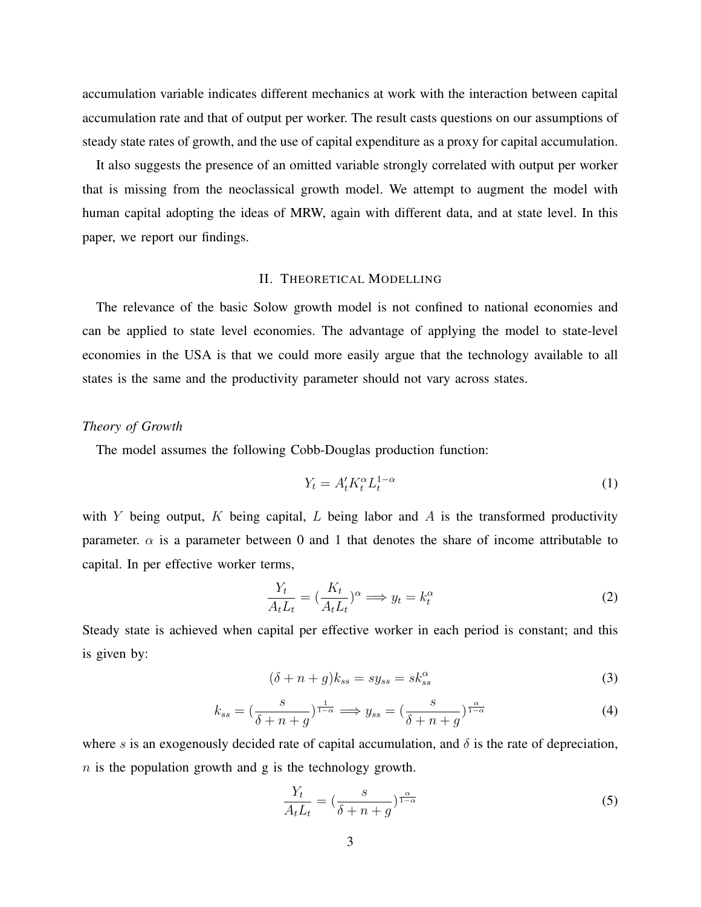accumulation variable indicates different mechanics at work with the interaction between capital accumulation rate and that of output per worker. The result casts questions on our assumptions of steady state rates of growth, and the use of capital expenditure as a proxy for capital accumulation.

It also suggests the presence of an omitted variable strongly correlated with output per worker that is missing from the neoclassical growth model. We attempt to augment the model with human capital adopting the ideas of MRW, again with different data, and at state level. In this paper, we report our findings.

## II. Theoretical Modelling

The relevance of the basic Solow growth model is not confined to national economies and can be applied to state level economies. The advantage of applying the model to state-level economies in the USA is that we could more easily argue that the technology available to all states is the same and the productivity parameter should not vary across states.

### *Theory of Growth*

The model assumes the following Cobb-Douglas production function:

$$Y_t = A_t' K_t^{\alpha} L_t^{1-\alpha} \tag{1}$$

with $Y$ being output, $K$ being capital, $L$ being labor and $A$ is the transformed productivity parameter. $\alpha$ is a parameter between 0 and 1 that denotes the share of income attributable to capital. In per effective worker terms,

$$\frac{Y_t}{A_t L_t} = (\frac{K_t}{A_t L_t})^{\alpha} \Longrightarrow y_t = k_t^{\alpha} \tag{2}$$

Steady state is achieved when capital per effective worker in each period is constant; and this is given by:

$$(\delta + n + g) k_{ss} = s y_{ss} = s k_{ss}^{\alpha} \tag{3}$$

$$k_{ss} = (\frac{s}{\delta + n + g})^{\frac{1}{1-\alpha}} \Longrightarrow y_{ss} = (\frac{s}{\delta + n + g})^{\frac{\alpha}{1-\alpha}} \tag{4}$$

where $s$ is an exogenously decided rate of capital accumulation, and $\delta$ is the rate of depreciation, $n$ is the population growth and g is the technology growth.

$$\frac{Y_t}{A_t L_t} = (\frac{s}{\delta + n + g})^{\frac{\alpha}{1-\alpha}} \tag{5}$$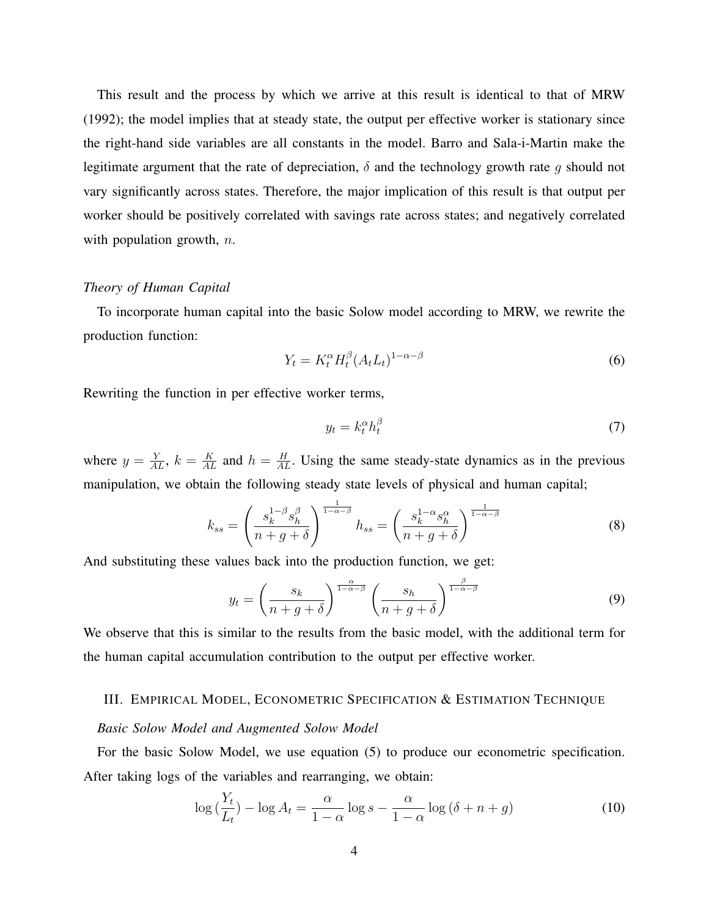This result and the process by which we arrive at this result is identical to that of MRW (1992); the model implies that at steady state, the output per effective worker is stationary since the right-hand side variables are all constants in the model. Barro and Sala-i-Martin make the legitimate argument that the rate of depreciation, $\delta$ and the technology growth rate $g$ should not vary significantly across states. Therefore, the major implication of this result is that output per worker should be positively correlated with savings rate across states; and negatively correlated with population growth, $n$.

*Theory of Human Capital*

To incorporate human capital into the basic Solow model according to MRW, we rewrite the production function:

$$Y_t = K_t^{\alpha} H_t^{\beta} (A_t L_t)^{1-\alpha-\beta} \tag{6}$$

Rewriting the function in per effective worker terms,

$$y_t = k_t^{\alpha} h_t^{\beta} \tag{7}$$

where $y = \frac{Y}{AL}$, $k = \frac{K}{AL}$ and $h = \frac{H}{AL}$. Using the same steady-state dynamics as in the previous manipulation, we obtain the following steady state levels of physical and human capital;

$$k_{ss} = \left( \frac{s_k^{1-\beta} s_h^{\beta}}{n+g+\delta} \right)^{\frac{1}{1-\alpha-\beta}} \quad h_{ss} = \left( \frac{s_k^{1-\alpha} s_h^{\alpha}}{n+g+\delta} \right)^{\frac{1}{1-\alpha-\beta}} \tag{8}$$

And substituting these values back into the production function, we get:

$$y_t = \left( \frac{s_k}{n+g+\delta} \right)^{\frac{\alpha}{1-\alpha-\beta}} \left( \frac{s_h}{n+g+\delta} \right)^{\frac{\beta}{1-\alpha-\beta}} \tag{9}$$

We observe that this is similar to the results from the basic model, with the additional term for the human capital accumulation contribution to the output per effective worker.

## III. Empirical Model, Econometric Specification & Estimation Technique

*Basic Solow Model and Augmented Solow Model*

For the basic Solow Model, we use equation (5) to produce our econometric specification. After taking logs of the variables and rearranging, we obtain:

$$\log\left(\frac{Y_t}{L_t}\right) - \log A_t = \frac{\alpha}{1-\alpha} \log s - \frac{\alpha}{1-\alpha} \log\left(\delta + n + g\right) \tag{10}$$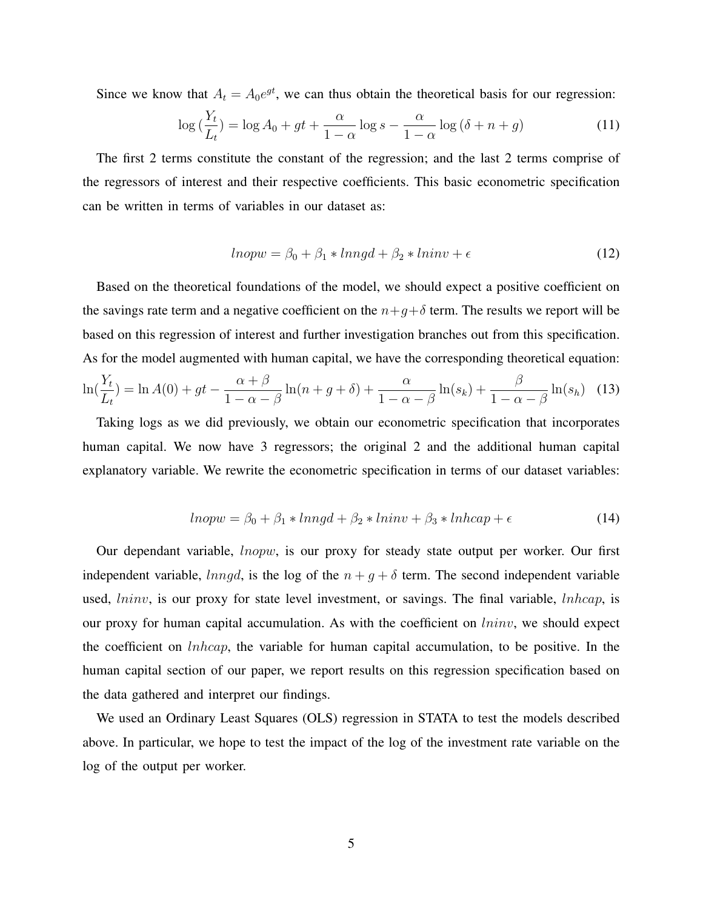Since we know that $A_t = A_0 e^{gt}$, we can thus obtain the theoretical basis for our regression:

$$\log{(\frac{Y_t}{L_t})} = \log A_0 + gt + \frac{\alpha}{1-\alpha}\log s - \frac{\alpha}{1-\alpha}\log{(\delta + n + g)} \tag{11}$$

The first 2 terms constitute the constant of the regression; and the last 2 terms comprise of the regressors of interest and their respective coefficients. This basic econometric specification can be written in terms of variables in our dataset as:

$$lnopw = \beta_0 + \beta_1 * lnngd + \beta_2 * lninv + \epsilon \tag{12}$$

Based on the theoretical foundations of the model, we should expect a positive coefficient on the savings rate term and a negative coefficient on the $n+g+\delta$ term. The results we report will be based on this regression of interest and further investigation branches out from this specification. As for the model augmented with human capital, we have the corresponding theoretical equation:

$$\ln(\frac{Y_t}{L_t}) = \ln A(0) + gt - \frac{\alpha + \beta}{1-\alpha-\beta}\ln(n+g+\delta) + \frac{\alpha}{1-\alpha-\beta}\ln(s_k) + \frac{\beta}{1-\alpha-\beta}\ln(s_h) \tag{13}$$

Taking logs as we did previously, we obtain our econometric specification that incorporates human capital. We now have 3 regressors; the original 2 and the additional human capital explanatory variable. We rewrite the econometric specification in terms of our dataset variables:

$$lnopw = \beta_0 + \beta_1 * lnngd + \beta_2 * lninv + \beta_3 * lnhcap + \epsilon \tag{14}$$

Our dependant variable, $lnopw$, is our proxy for steady state output per worker. Our first independent variable, $lnngd$, is the log of the $n + g + \delta$ term. The second independent variable used, $lninv$, is our proxy for state level investment, or savings. The final variable, $lnhcap$, is our proxy for human capital accumulation. As with the coefficient on $lninv$, we should expect the coefficient on $lnhcap$, the variable for human capital accumulation, to be positive. In the human capital section of our paper, we report results on this regression specification based on the data gathered and interpret our findings.

We used an Ordinary Least Squares (OLS) regression in STATA to test the models described above. In particular, we hope to test the impact of the log of the investment rate variable on the log of the output per worker.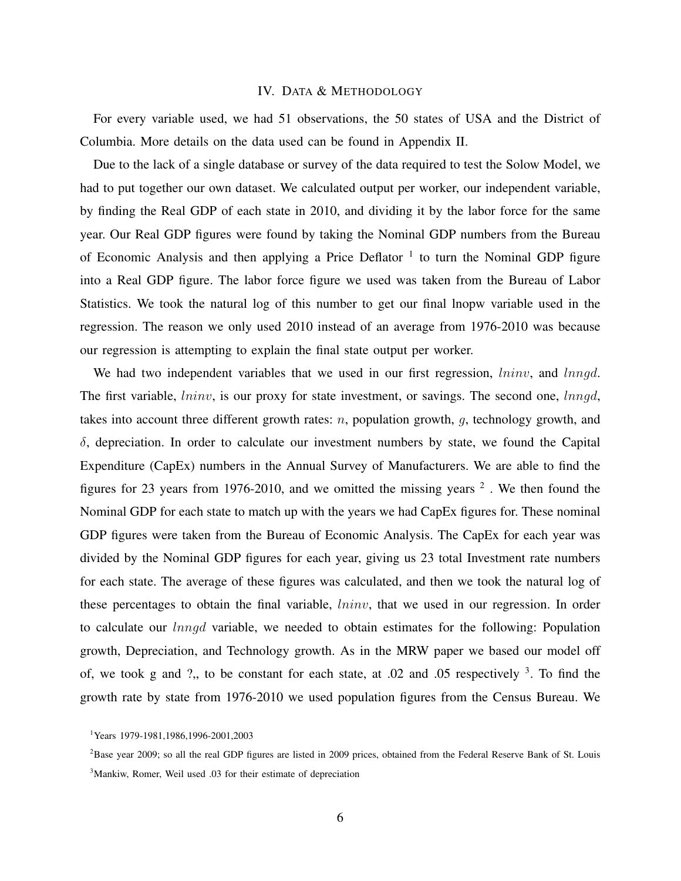## IV. Data & Methodology

For every variable used, we had 51 observations, the 50 states of USA and the District of Columbia. More details on the data used can be found in Appendix II.

Due to the lack of a single database or survey of the data required to test the Solow Model, we had to put together our own dataset. We calculated output per worker, our independent variable, by finding the Real GDP of each state in 2010, and dividing it by the labor force for the same year. Our Real GDP figures were found by taking the Nominal GDP numbers from the Bureau of Economic Analysis and then applying a Price Deflator [1] to turn the Nominal GDP figure into a Real GDP figure. The labor force figure we used was taken from the Bureau of Labor Statistics. We took the natural log of this number to get our final lnopw variable used in the regression. The reason we only used 2010 instead of an average from 1976-2010 was because our regression is attempting to explain the final state output per worker.

We had two independent variables that we used in our first regression, $lninv$, and $lnngd$. The first variable, $lninv$, is our proxy for state investment, or savings. The second one, $lnngd$, takes into account three different growth rates: $n$, population growth, $g$, technology growth, and $\delta$, depreciation. In order to calculate our investment numbers by state, we found the Capital Expenditure (CapEx) numbers in the Annual Survey of Manufacturers. We are able to find the figures for 23 years from 1976-2010, and we omitted the missing years [2] . We then found the Nominal GDP for each state to match up with the years we had CapEx figures for. These nominal GDP figures were taken from the Bureau of Economic Analysis. The CapEx for each year was divided by the Nominal GDP figures for each year, giving us 23 total Investment rate numbers for each state. The average of these figures was calculated, and then we took the natural log of these percentages to obtain the final variable, $lninv$, that we used in our regression. In order to calculate our $lnngd$ variable, we needed to obtain estimates for the following: Population growth, Depreciation, and Technology growth. As in the MRW paper we based our model off of, we took g and ?,, to be constant for each state, at .02 and .05 respectively [3]. To find the growth rate by state from 1976-2010 we used population figures from the Census Bureau. We

[1] Years 1979-1981,1986,1996-2001,2003

[2] Base year 2009; so all the real GDP figures are listed in 2009 prices, obtained from the Federal Reserve Bank of St. Louis

[3] Mankiw, Romer, Weil used .03 for their estimate of depreciation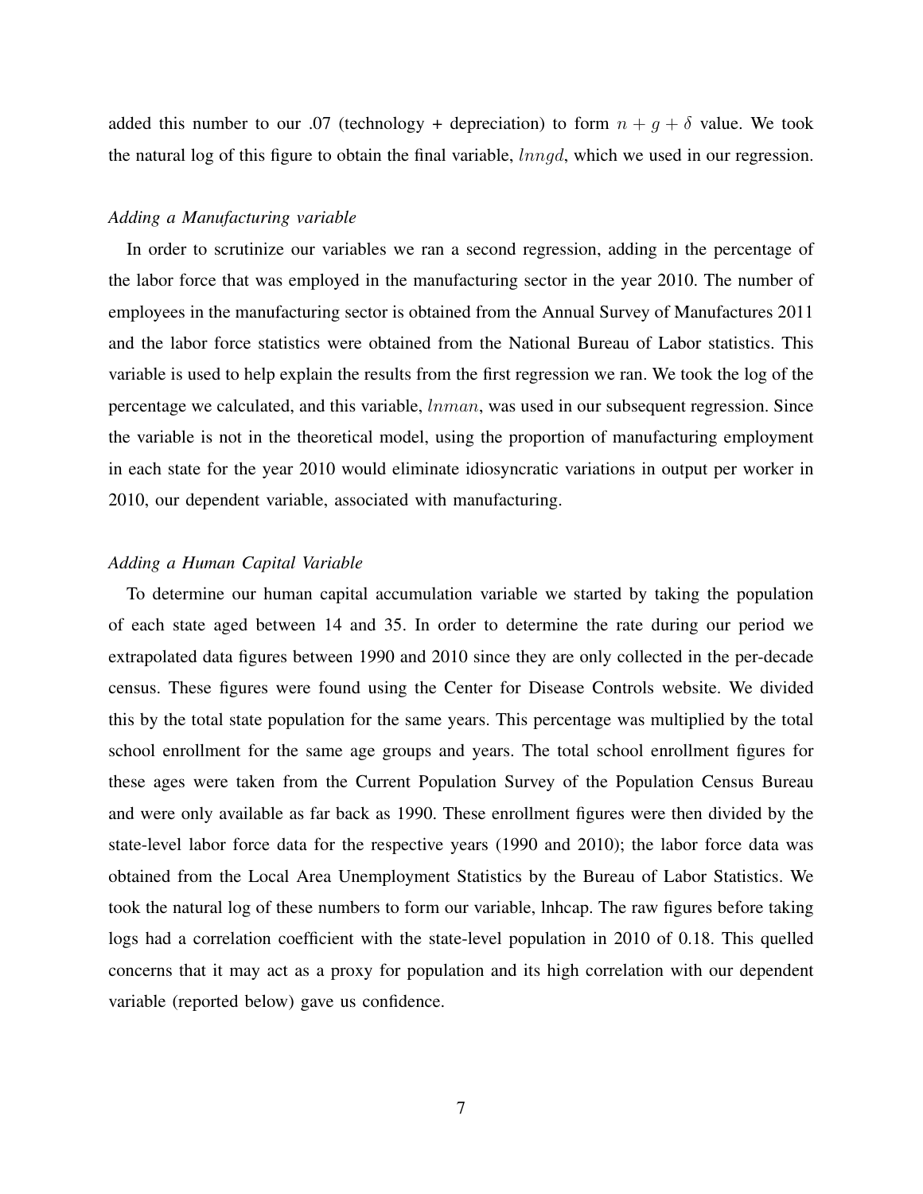added this number to our .07 (technology + depreciation) to form $n + g + \delta$ value. We took the natural log of this figure to obtain the final variable, $lnngd$, which we used in our regression.

*Adding a Manufacturing variable*

In order to scrutinize our variables we ran a second regression, adding in the percentage of the labor force that was employed in the manufacturing sector in the year 2010. The number of employees in the manufacturing sector is obtained from the Annual Survey of Manufactures 2011 and the labor force statistics were obtained from the National Bureau of Labor statistics. This variable is used to help explain the results from the first regression we ran. We took the log of the percentage we calculated, and this variable, $lnman$, was used in our subsequent regression. Since the variable is not in the theoretical model, using the proportion of manufacturing employment in each state for the year 2010 would eliminate idiosyncratic variations in output per worker in 2010, our dependent variable, associated with manufacturing.

*Adding a Human Capital Variable*

To determine our human capital accumulation variable we started by taking the population of each state aged between 14 and 35. In order to determine the rate during our period we extrapolated data figures between 1990 and 2010 since they are only collected in the per-decade census. These figures were found using the Center for Disease Controls website. We divided this by the total state population for the same years. This percentage was multiplied by the total school enrollment for the same age groups and years. The total school enrollment figures for these ages were taken from the Current Population Survey of the Population Census Bureau and were only available as far back as 1990. These enrollment figures were then divided by the state-level labor force data for the respective years (1990 and 2010); the labor force data was obtained from the Local Area Unemployment Statistics by the Bureau of Labor Statistics. We took the natural log of these numbers to form our variable, lnhcap. The raw figures before taking logs had a correlation coefficient with the state-level population in 2010 of 0.18. This quelled concerns that it may act as a proxy for population and its high correlation with our dependent variable (reported below) gave us confidence.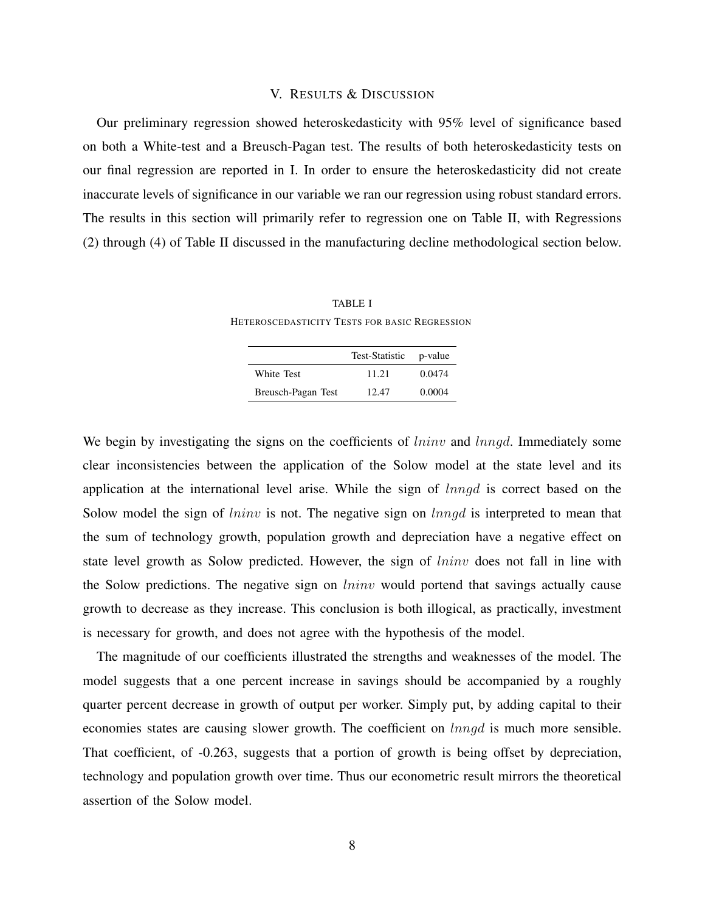## V. Results & Discussion

Our preliminary regression showed heteroskedasticity with 95% level of significance based on both a White-test and a Breusch-Pagan test. The results of both heteroskedasticity tests on our final regression are reported in I. In order to ensure the heteroskedasticity did not create inaccurate levels of significance in our variable we ran our regression using robust standard errors. The results in this section will primarily refer to regression one on Table II, with Regressions (2) through (4) of Table II discussed in the manufacturing decline methodological section below.

TABLE I

Heteroscedasticity Tests for basic Regression

| | Test-Statistic | p-value |
|---|---|---|
| White Test | 11.21 | 0.0474 |
| Breusch-Pagan Test | 12.47 | 0.0004 |

We begin by investigating the signs on the coefficients of $lninv$ and $lnngd$. Immediately some clear inconsistencies between the application of the Solow model at the state level and its application at the international level arise. While the sign of $lnngd$ is correct based on the Solow model the sign of $lninv$ is not. The negative sign on $lnngd$ is interpreted to mean that the sum of technology growth, population growth and depreciation have a negative effect on state level growth as Solow predicted. However, the sign of $lninv$ does not fall in line with the Solow predictions. The negative sign on $lninv$ would portend that savings actually cause growth to decrease as they increase. This conclusion is both illogical, as practically, investment is necessary for growth, and does not agree with the hypothesis of the model.

The magnitude of our coefficients illustrated the strengths and weaknesses of the model. The model suggests that a one percent increase in savings should be accompanied by a roughly quarter percent decrease in growth of output per worker. Simply put, by adding capital to their economies states are causing slower growth. The coefficient on $lnngd$ is much more sensible. That coefficient, of -0.263, suggests that a portion of growth is being offset by depreciation, technology and population growth over time. Thus our econometric result mirrors the theoretical assertion of the Solow model.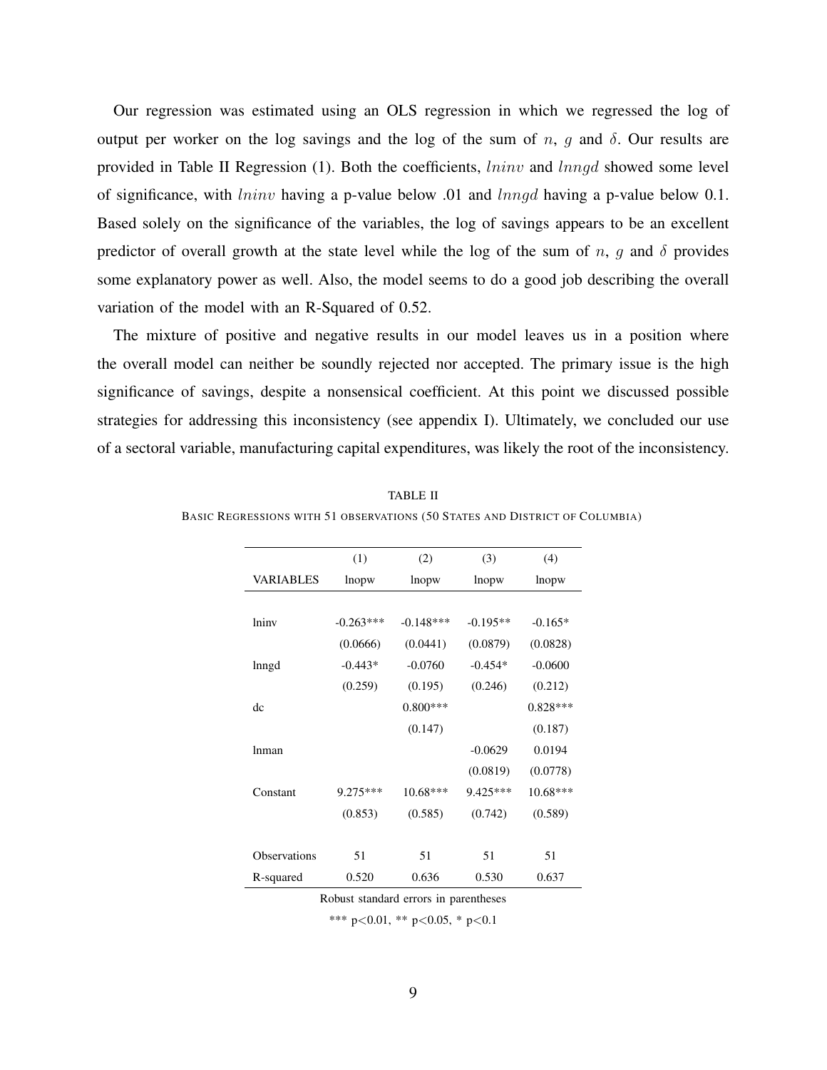Our regression was estimated using an OLS regression in which we regressed the log of output per worker on the log savings and the log of the sum of $n$, $g$ and $\delta$. Our results are provided in Table II Regression (1). Both the coefficients, $lninv$ and $lnngd$ showed some level of significance, with $lninv$ having a p-value below .01 and $lnngd$ having a p-value below 0.1. Based solely on the significance of the variables, the log of savings appears to be an excellent predictor of overall growth at the state level while the log of the sum of $n$, $g$ and $\delta$ provides some explanatory power as well. Also, the model seems to do a good job describing the overall variation of the model with an R-Squared of 0.52.

The mixture of positive and negative results in our model leaves us in a position where the overall model can neither be soundly rejected nor accepted. The primary issue is the high significance of savings, despite a nonsensical coefficient. At this point we discussed possible strategies for addressing this inconsistency (see appendix I). Ultimately, we concluded our use of a sectoral variable, manufacturing capital expenditures, was likely the root of the inconsistency.

TABLE II

BASIC REGRESSIONS WITH 51 OBSERVATIONS (50 STATES AND DISTRICT OF COLUMBIA)

| | (1) | (2) | (3) | (4) |
|---|---|---|---|---|
| VARIABLES | lnopw | lnopw | lnopw | lnopw |
| | | | | |
| lninv | -0.263*** | -0.148*** | -0.195** | -0.165* |
| | (0.0666) | (0.0441) | (0.0879) | (0.0828) |
| lnngd | -0.443* | -0.0760 | -0.454* | -0.0600 |
| | (0.259) | (0.195) | (0.246) | (0.212) |
| dc | | 0.800*** | | 0.828*** |
| | | (0.147) | | (0.187) |
| lnman | | | -0.0629 | 0.0194 |
| | | | (0.0819) | (0.0778) |
| Constant | 9.275*** | 10.68*** | 9.425*** | 10.68*** |
| | (0.853) | (0.585) | (0.742) | (0.589) |
| | | | | |
| Observations | 51 | 51 | 51 | 51 |
| R-squared | 0.520 | 0.636 | 0.530 | 0.637 |

Robust standard errors in parentheses

*** $p<0.01$, ** $p<0.05$, * $p<0.1$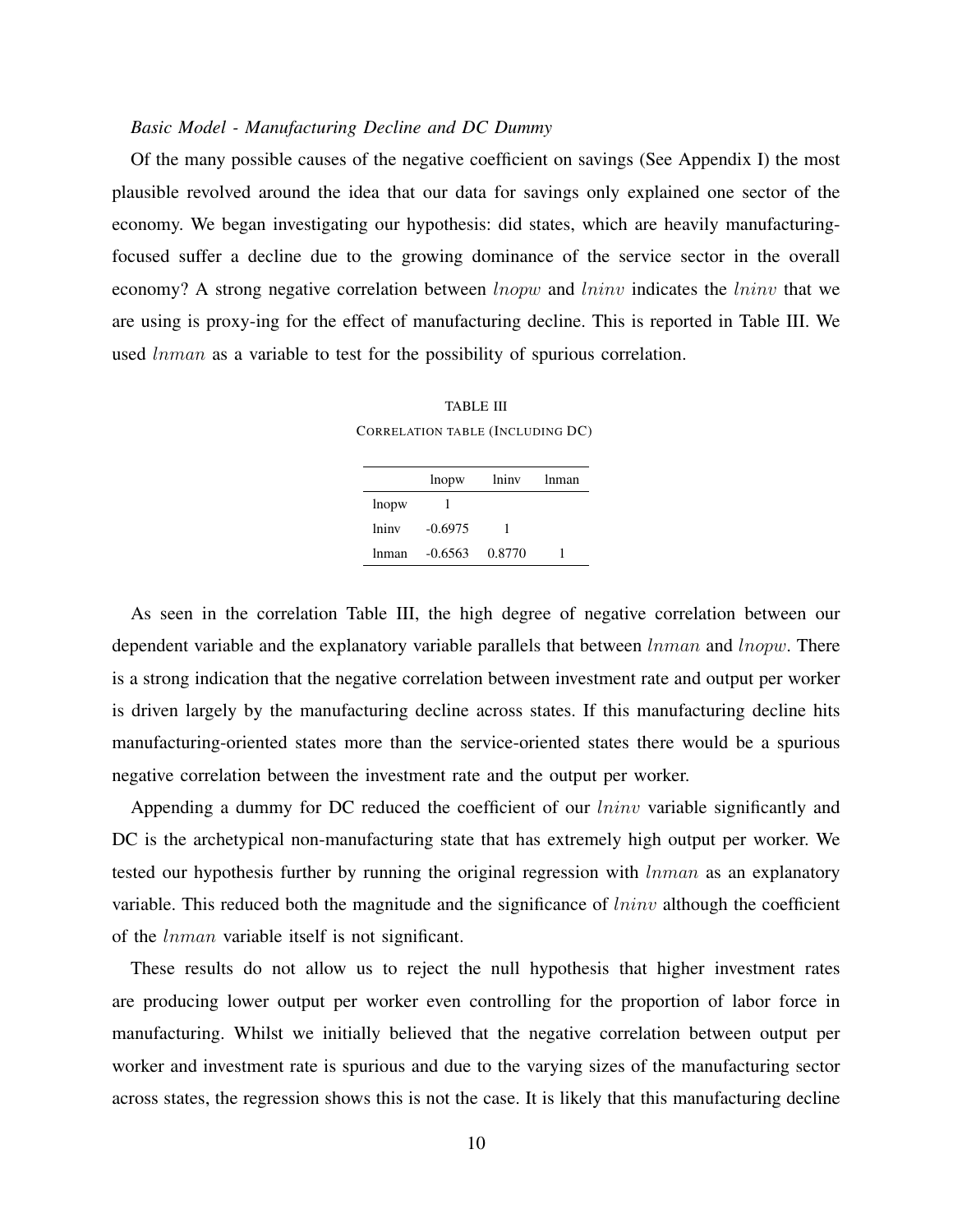*Basic Model - Manufacturing Decline and DC Dummy*

Of the many possible causes of the negative coefficient on savings (See Appendix I) the most plausible revolved around the idea that our data for savings only explained one sector of the economy. We began investigating our hypothesis: did states, which are heavily manufacturing-focused suffer a decline due to the growing dominance of the service sector in the overall economy? A strong negative correlation between $lnopw$ and $lninv$ indicates the $lninv$ that we are using is proxy-ing for the effect of manufacturing decline. This is reported in Table III. We used $lnman$ as a variable to test for the possibility of spurious correlation.

TABLE III

CORRELATION TABLE (INCLUDING DC)

| | lnopw | lninv | lnman |
|---|---|---|---|
| lnopw | 1 | | |
| lninv | -0.6975 | 1 | |
| lnman | -0.6563 | 0.8770 | 1 |

As seen in the correlation Table III, the high degree of negative correlation between our dependent variable and the explanatory variable parallels that between $lnman$ and $lnopw$. There is a strong indication that the negative correlation between investment rate and output per worker is driven largely by the manufacturing decline across states. If this manufacturing decline hits manufacturing-oriented states more than the service-oriented states there would be a spurious negative correlation between the investment rate and the output per worker.

Appending a dummy for DC reduced the coefficient of our $lninv$ variable significantly and DC is the archetypical non-manufacturing state that has extremely high output per worker. We tested our hypothesis further by running the original regression with $lnman$ as an explanatory variable. This reduced both the magnitude and the significance of $lninv$ although the coefficient of the $lnman$ variable itself is not significant.

These results do not allow us to reject the null hypothesis that higher investment rates are producing lower output per worker even controlling for the proportion of labor force in manufacturing. Whilst we initially believed that the negative correlation between output per worker and investment rate is spurious and due to the varying sizes of the manufacturing sector across states, the regression shows this is not the case. It is likely that this manufacturing decline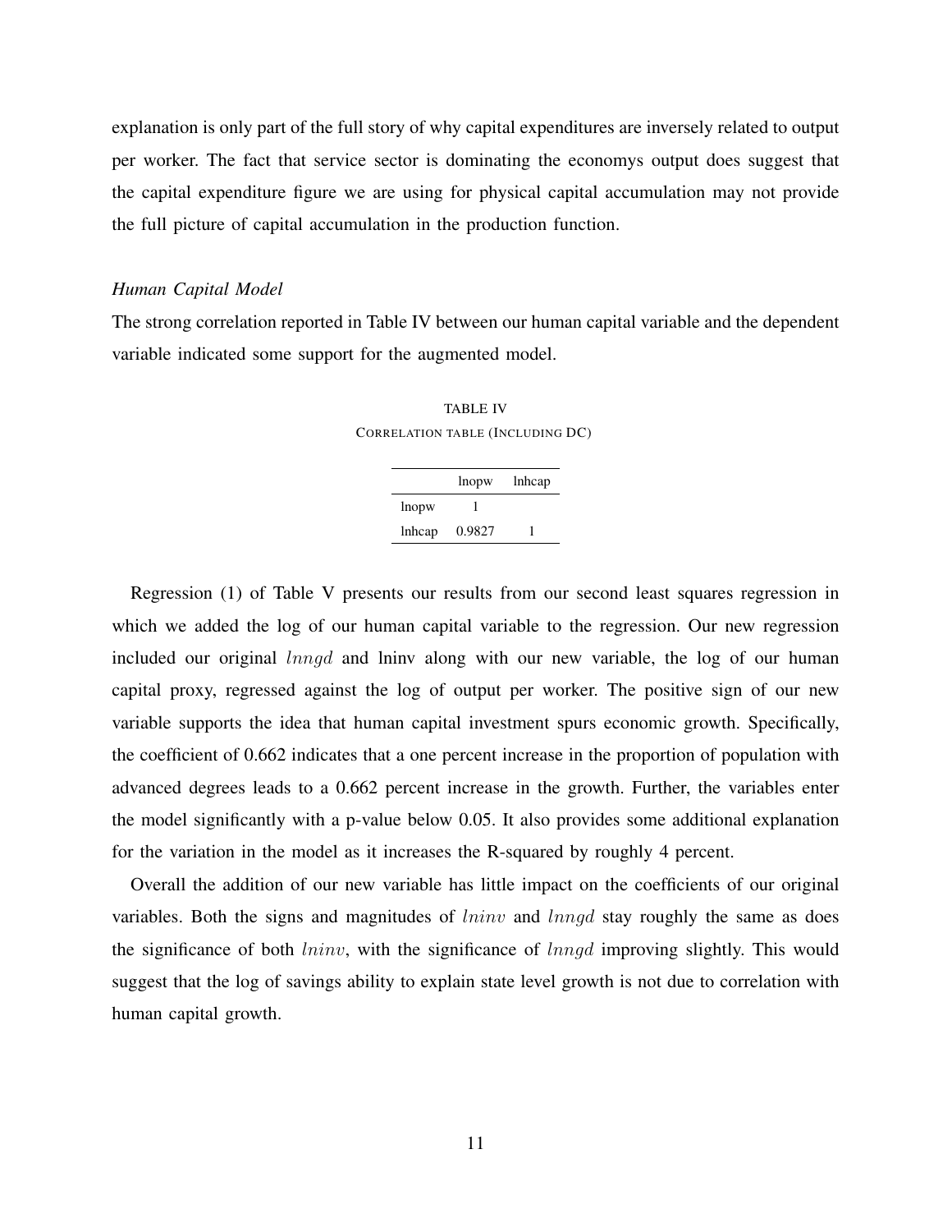explanation is only part of the full story of why capital expenditures are inversely related to output per worker. The fact that service sector is dominating the economys output does suggest that the capital expenditure figure we are using for physical capital accumulation may not provide the full picture of capital accumulation in the production function.

*Human Capital Model*

The strong correlation reported in Table IV between our human capital variable and the dependent variable indicated some support for the augmented model.

TABLE IV

CORRELATION TABLE (INCLUDING DC)

| | lnopw | lnhcap |
|---|---|---|
| lnopw | 1 | |
| lnhcap | 0.9827 | 1 |

Regression (1) of Table V presents our results from our second least squares regression in which we added the log of our human capital variable to the regression. Our new regression included our original $lnngd$ and lninv along with our new variable, the log of our human capital proxy, regressed against the log of output per worker. The positive sign of our new variable supports the idea that human capital investment spurs economic growth. Specifically, the coefficient of 0.662 indicates that a one percent increase in the proportion of population with advanced degrees leads to a 0.662 percent increase in the growth. Further, the variables enter the model significantly with a p-value below 0.05. It also provides some additional explanation for the variation in the model as it increases the R-squared by roughly 4 percent.

Overall the addition of our new variable has little impact on the coefficients of our original variables. Both the signs and magnitudes of $lninv$ and $lnngd$ stay roughly the same as does the significance of both $lninv$, with the significance of $lnngd$ improving slightly. This would suggest that the log of savings ability to explain state level growth is not due to correlation with human capital growth.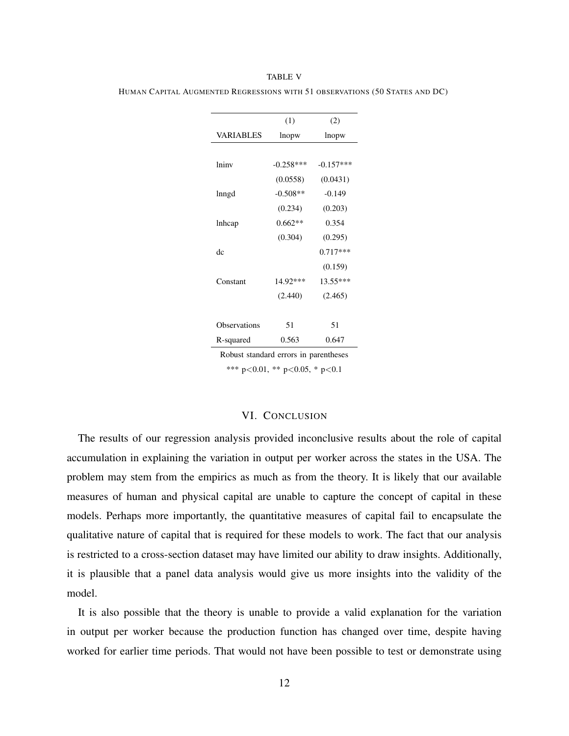TABLE V

HUMAN CAPITAL AUGMENTED REGRESSIONS WITH 51 OBSERVATIONS (50 STATES AND DC)

| VARIABLES | (1) lnopw | (2) lnopw |
|---|---|---|
| lninv | -0.258*** | -0.157*** |
| | (0.0558) | (0.0431) |
| lnngd | -0.508** | -0.149 |
| | (0.234) | (0.203) |
| lnhcap | 0.662** | 0.354 |
| | (0.304) | (0.295) |
| dc | | 0.717*** |
| | | (0.159) |
| Constant | 14.92*** | 13.55*** |
| | (2.440) | (2.465) |
| Observations | 51 | 51 |
| R-squared | 0.563 | 0.647 |

Robust standard errors in parentheses

*** p<0.01, ** p<0.05, * p<0.1

## VI. CONCLUSION

The results of our regression analysis provided inconclusive results about the role of capital accumulation in explaining the variation in output per worker across the states in the USA. The problem may stem from the empirics as much as from the theory. It is likely that our available measures of human and physical capital are unable to capture the concept of capital in these models. Perhaps more importantly, the quantitative measures of capital fail to encapsulate the qualitative nature of capital that is required for these models to work. The fact that our analysis is restricted to a cross-section dataset may have limited our ability to draw insights. Additionally, it is plausible that a panel data analysis would give us more insights into the validity of the model.

It is also possible that the theory is unable to provide a valid explanation for the variation in output per worker because the production function has changed over time, despite having worked for earlier time periods. That would not have been possible to test or demonstrate using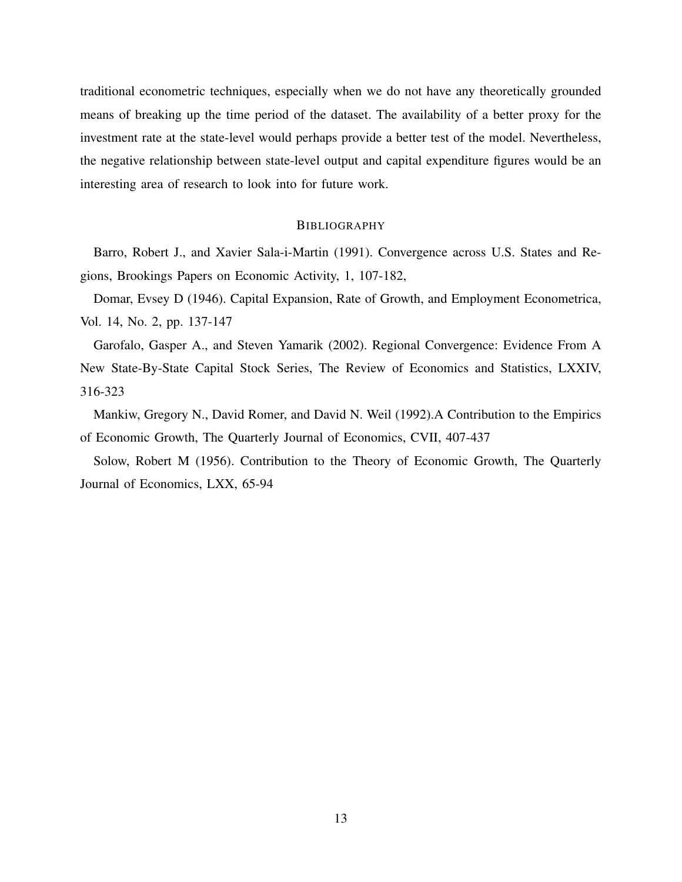traditional econometric techniques, especially when we do not have any theoretically grounded means of breaking up the time period of the dataset. The availability of a better proxy for the investment rate at the state-level would perhaps provide a better test of the model. Nevertheless, the negative relationship between state-level output and capital expenditure figures would be an interesting area of research to look into for future work.

## Bibliography

Barro, Robert J., and Xavier Sala-i-Martin (1991). Convergence across U.S. States and Regions, Brookings Papers on Economic Activity, 1, 107-182,

Domar, Evsey D (1946). Capital Expansion, Rate of Growth, and Employment Econometrica, Vol. 14, No. 2, pp. 137-147

Garofalo, Gasper A., and Steven Yamarik (2002). Regional Convergence: Evidence From A New State-By-State Capital Stock Series, The Review of Economics and Statistics, LXXIV, 316-323

Mankiw, Gregory N., David Romer, and David N. Weil (1992).A Contribution to the Empirics of Economic Growth, The Quarterly Journal of Economics, CVII, 407-437

Solow, Robert M (1956). Contribution to the Theory of Economic Growth, The Quarterly Journal of Economics, LXX, 65-94